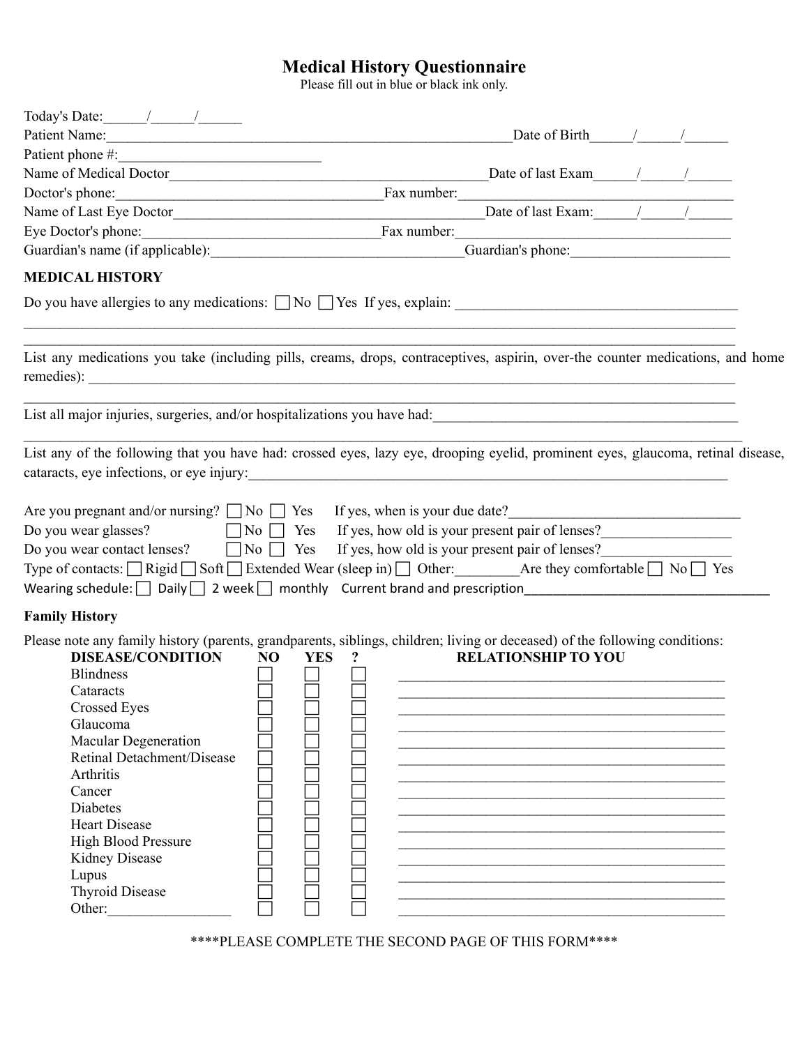# Medical History Questionnaire

Please fill out in blue or black ink only.

Today's Date:______/______/______

Patient Name:___________________________________________________________ Date of Birth______/______/______

Patient phone #:____________________________

Name of Medical Doctor_____________________________________________ Date of last Exam______/______/______

Doctor's phone:____________________________________ Fax number:_______________________________________

Name of Last Eye Doctor____________________________________________ Date of last Exam:______/______/______

Eye Doctor's phone:________________________________ Fax number:_______________________________________

Guardian's name (if applicable):___________________________________ Guardian's phone:______________________

## MEDICAL HISTORY

Do you have allergies to any medications: ☐ No ☐ Yes If yes, explain: ________________________________________

___________________________________________________________________________________________________

___________________________________________________________________________________________________

List any medications you take (including pills, creams, drops, contraceptives, aspirin, over-the counter medications, and home remedies): ___________________________________________________________________________________________

___________________________________________________________________________________________________

List all major injuries, surgeries, and/or hospitalizations you have had:___________________________________________

___________________________________________________________________________________________________

List any of the following that you have had: crossed eyes, lazy eye, drooping eyelid, prominent eyes, glaucoma, retinal disease, cataracts, eye infections, or eye injury:______________________________________________________________________

Are you pregnant and/or nursing? ☐ No ☐ Yes If yes, when is your due date?________________________________

Do you wear glasses? ☐ No ☐ Yes If yes, how old is your present pair of lenses?_________________

Do you wear contact lenses? ☐ No ☐ Yes If yes, how old is your present pair of lenses?_________________

Type of contacts: ☐ Rigid ☐ Soft ☐ Extended Wear (sleep in) ☐ Other:_________ Are they comfortable ☐ No ☐ Yes

Wearing schedule: ☐ Daily ☐ 2 week ☐ monthly Current brand and prescription___________________________________

## Family History

Please note any family history (parents, grandparents, siblings, children; living or deceased) of the following conditions:

| DISEASE/CONDITION | NO | YES | ? | RELATIONSHIP TO YOU |
|---|---|---|---|---|
| Blindness | ☐ | ☐ | ☐ | ________________________ |
| Cataracts | ☐ | ☐ | ☐ | ________________________ |
| Crossed Eyes | ☐ | ☐ | ☐ | ________________________ |
| Glaucoma | ☐ | ☐ | ☐ | ________________________ |
| Macular Degeneration | ☐ | ☐ | ☐ | ________________________ |
| Retinal Detachment/Disease | ☐ | ☐ | ☐ | ________________________ |
| Arthritis | ☐ | ☐ | ☐ | ________________________ |
| Cancer | ☐ | ☐ | ☐ | ________________________ |
| Diabetes | ☐ | ☐ | ☐ | ________________________ |
| Heart Disease | ☐ | ☐ | ☐ | ________________________ |
| High Blood Pressure | ☐ | ☐ | ☐ | ________________________ |
| Kidney Disease | ☐ | ☐ | ☐ | ________________________ |
| Lupus | ☐ | ☐ | ☐ | ________________________ |
| Thyroid Disease | ☐ | ☐ | ☐ | ________________________ |
| Other:_________________ | ☐ | ☐ | ☐ | ________________________ |

\*\*\*\*PLEASE COMPLETE THE SECOND PAGE OF THIS FORM\*\*\*\*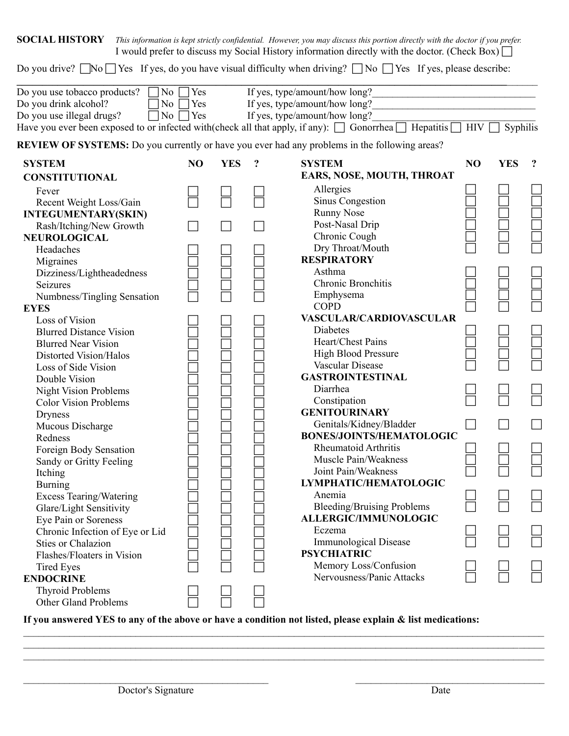**SOCIAL HISTORY** *This information is kept strictly confidential. However, you may discuss this portion directly with the doctor if you prefer.*
I would prefer to discuss my Social History information directly with the doctor. (Check Box) ☐

Do you drive? ☐ No ☐ Yes If yes, do you have visual difficulty when driving? ☐ No ☐ Yes If yes, please describe: ________________________________________________________________

Do you use tobacco products? ☐ No ☐ Yes If yes, type/amount/how long?________________________________
Do you drink alcohol? ☐ No ☐ Yes If yes, type/amount/how long?________________________________
Do you use illegal drugs? ☐ No ☐ Yes If yes, type/amount/how long?________________________________
Have you ever been exposed to or infected with(check all that apply, if any): ☐ Gonorrhea ☐ Hepatitis ☐ HIV ☐ Syphilis

**REVIEW OF SYSTEMS:** Do you currently or have you ever had any problems in the following areas?

| SYSTEM | NO | YES | ? |
|---|---|---|---|
| **CONSTITUTIONAL** | | | |
| Fever | ☐ | ☐ | ☐ |
| Recent Weight Loss/Gain | ☐ | ☐ | ☐ |
| **INTEGUMENTARY(SKIN)** | | | |
| Rash/Itching/New Growth | ☐ | ☐ | ☐ |
| **NEUROLOGICAL** | | | |
| Headaches | ☐ | ☐ | ☐ |
| Migraines | ☐ | ☐ | ☐ |
| Dizziness/Lightheadedness | ☐ | ☐ | ☐ |
| Seizures | ☐ | ☐ | ☐ |
| Numbness/Tingling Sensation | ☐ | ☐ | ☐ |
| **EYES** | | | |
| Loss of Vision | ☐ | ☐ | ☐ |
| Blurred Distance Vision | ☐ | ☐ | ☐ |
| Blurred Near Vision | ☐ | ☐ | ☐ |
| Distorted Vision/Halos | ☐ | ☐ | ☐ |
| Loss of Side Vision | ☐ | ☐ | ☐ |
| Double Vision | ☐ | ☐ | ☐ |
| Night Vision Problems | ☐ | ☐ | ☐ |
| Color Vision Problems | ☐ | ☐ | ☐ |
| Dryness | ☐ | ☐ | ☐ |
| Mucous Discharge | ☐ | ☐ | ☐ |
| Redness | ☐ | ☐ | ☐ |
| Foreign Body Sensation | ☐ | ☐ | ☐ |
| Sandy or Gritty Feeling | ☐ | ☐ | ☐ |
| Itching | ☐ | ☐ | ☐ |
| Burning | ☐ | ☐ | ☐ |
| Excess Tearing/Watering | ☐ | ☐ | ☐ |
| Glare/Light Sensitivity | ☐ | ☐ | ☐ |
| Eye Pain or Soreness | ☐ | ☐ | ☐ |
| Chronic Infection of Eye or Lid | ☐ | ☐ | ☐ |
| Sties or Chalazion | ☐ | ☐ | ☐ |
| Flashes/Floaters in Vision | ☐ | ☐ | ☐ |
| Tired Eyes | ☐ | ☐ | ☐ |
| **ENDOCRINE** | | | |
| Thyroid Problems | ☐ | ☐ | ☐ |
| Other Gland Problems | ☐ | ☐ | ☐ |

| SYSTEM | NO | YES | ? |
|---|---|---|---|
| **EARS, NOSE, MOUTH, THROAT** | | | |
| Allergies | ☐ | ☐ | ☐ |
| Sinus Congestion | ☐ | ☐ | ☐ |
| Runny Nose | ☐ | ☐ | ☐ |
| Post-Nasal Drip | ☐ | ☐ | ☐ |
| Chronic Cough | ☐ | ☐ | ☐ |
| Dry Throat/Mouth | ☐ | ☐ | ☐ |
| **RESPIRATORY** | | | |
| Asthma | ☐ | ☐ | ☐ |
| Chronic Bronchitis | ☐ | ☐ | ☐ |
| Emphysema | ☐ | ☐ | ☐ |
| COPD | ☐ | ☐ | ☐ |
| **VASCULAR/CARDIOVASCULAR** | | | |
| Diabetes | ☐ | ☐ | ☐ |
| Heart/Chest Pains | ☐ | ☐ | ☐ |
| High Blood Pressure | ☐ | ☐ | ☐ |
| Vascular Disease | ☐ | ☐ | ☐ |
| **GASTROINTESTINAL** | | | |
| Diarrhea | ☐ | ☐ | ☐ |
| Constipation | ☐ | ☐ | ☐ |
| **GENITOURINARY** | | | |
| Genitals/Kidney/Bladder | ☐ | ☐ | ☐ |
| **BONES/JOINTS/HEMATOLOGIC** | | | |
| Rheumatoid Arthritis | ☐ | ☐ | ☐ |
| Muscle Pain/Weakness | ☐ | ☐ | ☐ |
| Joint Pain/Weakness | ☐ | ☐ | ☐ |
| **LYMPHATIC/HEMATOLOGIC** | | | |
| Anemia | ☐ | ☐ | ☐ |
| Bleeding/Bruising Problems | ☐ | ☐ | ☐ |
| **ALLERGIC/IMMUNOLOGIC** | | | |
| Eczema | ☐ | ☐ | ☐ |
| Immunological Disease | ☐ | ☐ | ☐ |
| **PSYCHIATRIC** | | | |
| Memory Loss/Confusion | ☐ | ☐ | ☐ |
| Nervousness/Panic Attacks | ☐ | ☐ | ☐ |

**If you answered YES to any of the above or have a condition not listed, please explain & list medications:**

________________________________________________________________________________
________________________________________________________________________________
________________________________________________________________________________

________________________________ Doctor's Signature

________________________________ Date